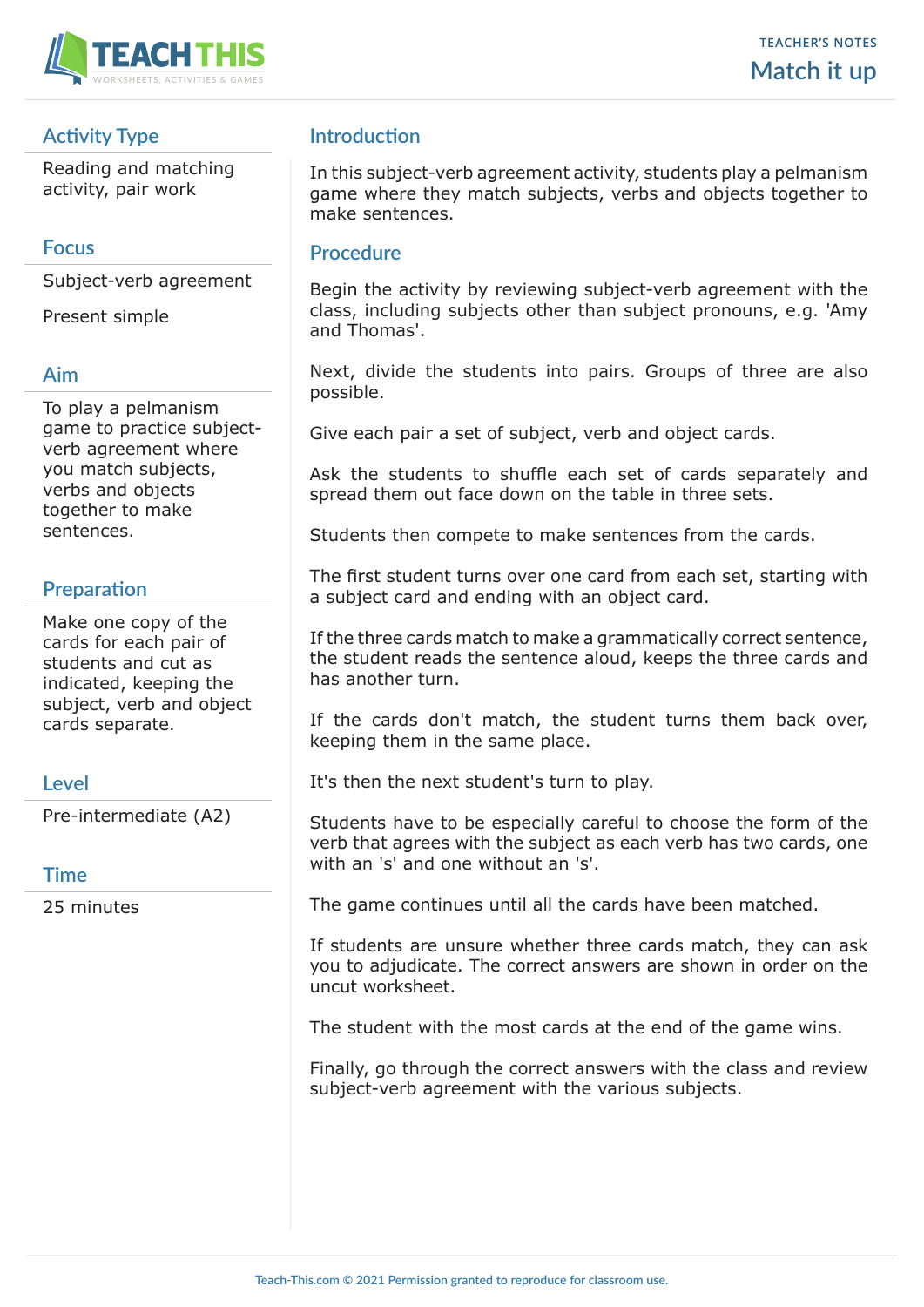# Match it up

TEACHER'S NOTES

## Activity Type

Reading and matching activity, pair work

## Focus

Subject-verb agreement

Present simple

## Aim

To play a pelmanism game to practice subject-verb agreement where you match subjects, verbs and objects together to make sentences.

## Preparation

Make one copy of the cards for each pair of students and cut as indicated, keeping the subject, verb and object cards separate.

## Level

Pre-intermediate (A2)

## Time

25 minutes

## Introduction

In this subject-verb agreement activity, students play a pelmanism game where they match subjects, verbs and objects together to make sentences.

## Procedure

Begin the activity by reviewing subject-verb agreement with the class, including subjects other than subject pronouns, e.g. 'Amy and Thomas'.

Next, divide the students into pairs. Groups of three are also possible.

Give each pair a set of subject, verb and object cards.

Ask the students to shuffle each set of cards separately and spread them out face down on the table in three sets.

Students then compete to make sentences from the cards.

The first student turns over one card from each set, starting with a subject card and ending with an object card.

If the three cards match to make a grammatically correct sentence, the student reads the sentence aloud, keeps the three cards and has another turn.

If the cards don't match, the student turns them back over, keeping them in the same place.

It's then the next student's turn to play.

Students have to be especially careful to choose the form of the verb that agrees with the subject as each verb has two cards, one with an 's' and one without an 's'.

The game continues until all the cards have been matched.

If students are unsure whether three cards match, they can ask you to adjudicate. The correct answers are shown in order on the uncut worksheet.

The student with the most cards at the end of the game wins.

Finally, go through the correct answers with the class and review subject-verb agreement with the various subjects.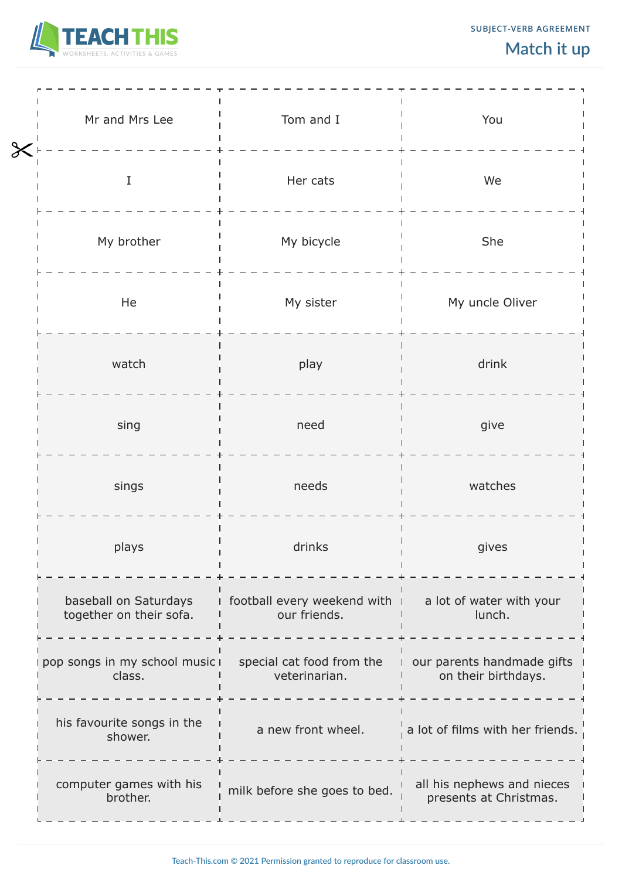SUBJECT-VERB AGREEMENT

# Match it up

| | | |
|---|---|---|
| Mr and Mrs Lee | Tom and I | You |
| I | Her cats | We |
| My brother | My bicycle | She |
| He | My sister | My uncle Oliver |
| watch | play | drink |
| sing | need | give |
| sings | needs | watches |
| plays | drinks | gives |
| baseball on Saturdays together on their sofa. | football every weekend with our friends. | a lot of water with your lunch. |
| pop songs in my school music class. | special cat food from the veterinarian. | our parents handmade gifts on their birthdays. |
| his favourite songs in the shower. | a new front wheel. | a lot of films with her friends. |
| computer games with his brother. | milk before she goes to bed. | all his nephews and nieces presents at Christmas. |